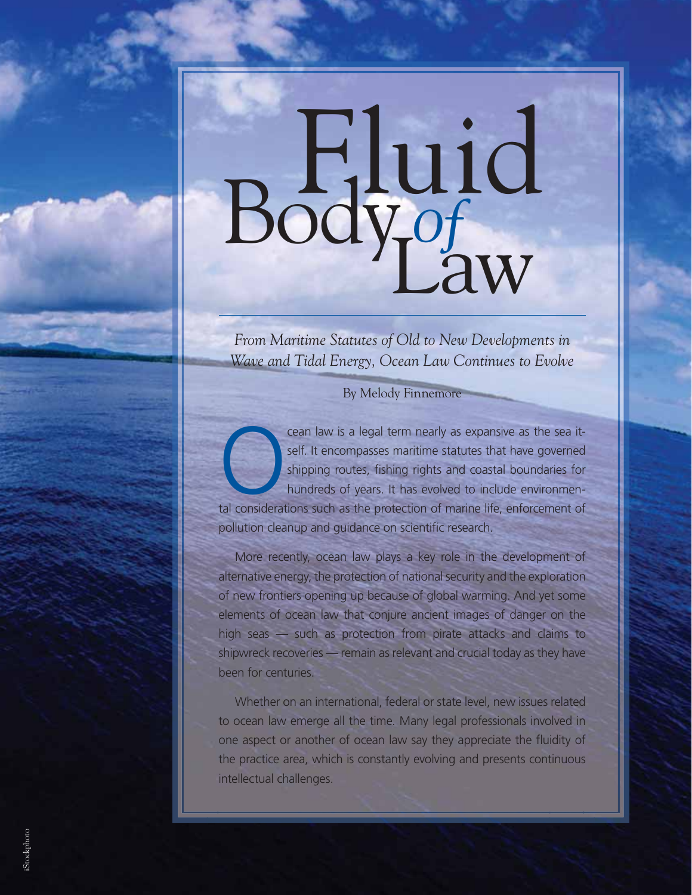# Fluid Body *of* Law

*From Maritime Statutes of Old to New Developments in Wave and Tidal Energy, Ocean Law Continues to Evolve*

By Melody Finnemore

Ocean law is a legal term nearly as expansive as the sea itself. It encompasses maritime statutes that have governed shipping routes, fishing rights and coastal boundaries for hundreds of years. It has evolved to include environmental considerations such as the protection of marine life, enforcement of pollution cleanup and guidance on scientific research.

More recently, ocean law plays a key role in the development of alternative energy, the protection of national security and the exploration of new frontiers opening up because of global warming. And yet some elements of ocean law that conjure ancient images of danger on the high seas — such as protection from pirate attacks and claims to shipwreck recoveries — remain as relevant and crucial today as they have been for centuries.

Whether on an international, federal or state level, new issues related to ocean law emerge all the time. Many legal professionals involved in one aspect or another of ocean law say they appreciate the fluidity of the practice area, which is constantly evolving and presents continuous intellectual challenges.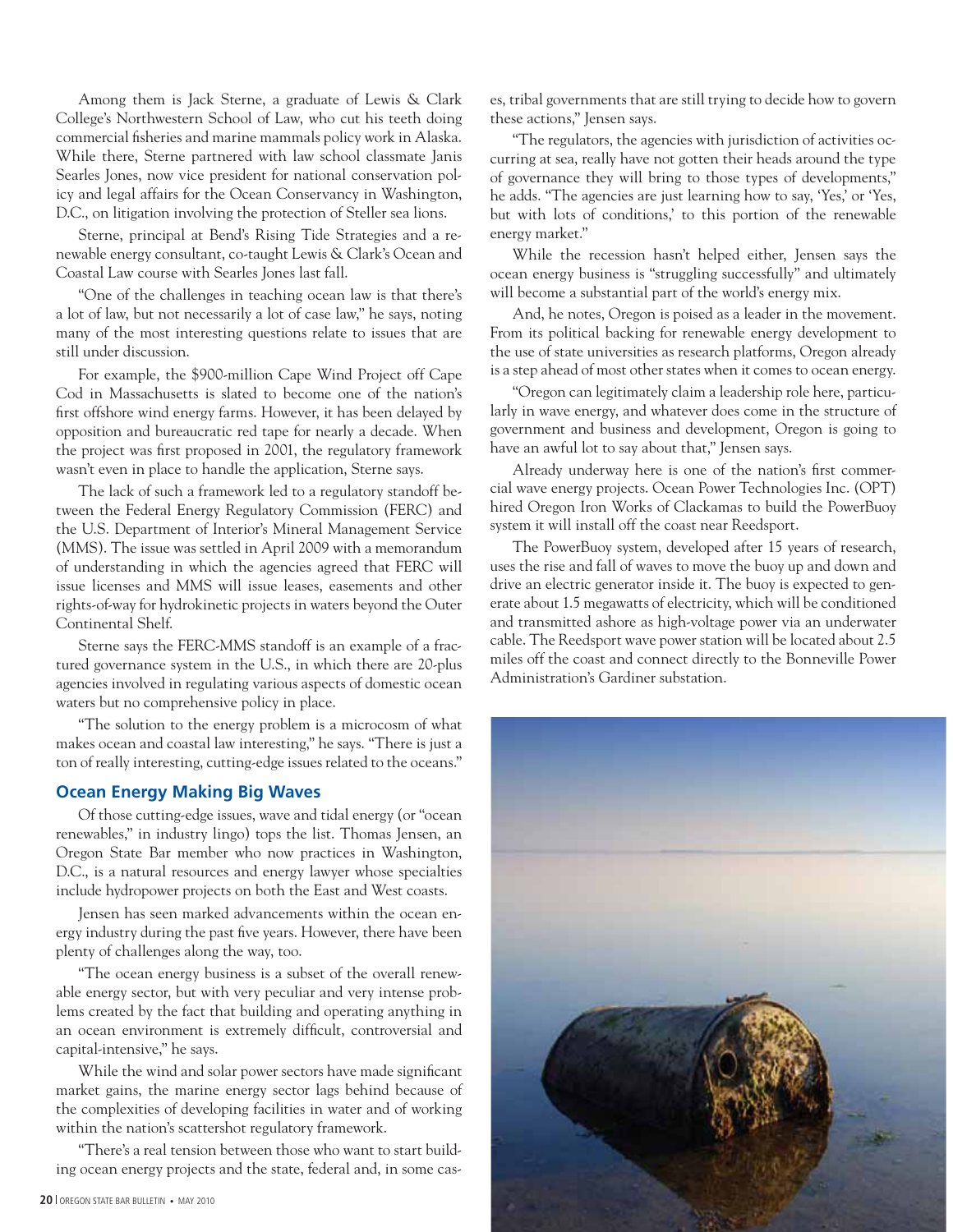Among them is Jack Sterne, a graduate of Lewis & Clark College's Northwestern School of Law, who cut his teeth doing commercial fisheries and marine mammals policy work in Alaska. While there, Sterne partnered with law school classmate Janis Searles Jones, now vice president for national conservation policy and legal affairs for the Ocean Conservancy in Washington, D.C., on litigation involving the protection of Steller sea lions.

Sterne, principal at Bend's Rising Tide Strategies and a renewable energy consultant, co-taught Lewis & Clark's Ocean and Coastal Law course with Searles Jones last fall.

"One of the challenges in teaching ocean law is that there's a lot of law, but not necessarily a lot of case law," he says, noting many of the most interesting questions relate to issues that are still under discussion.

For example, the $900-million Cape Wind Project off Cape Cod in Massachusetts is slated to become one of the nation's first offshore wind energy farms. However, it has been delayed by opposition and bureaucratic red tape for nearly a decade. When the project was first proposed in 2001, the regulatory framework wasn't even in place to handle the application, Sterne says.

The lack of such a framework led to a regulatory standoff between the Federal Energy Regulatory Commission (FERC) and the U.S. Department of Interior's Mineral Management Service (MMS). The issue was settled in April 2009 with a memorandum of understanding in which the agencies agreed that FERC will issue licenses and MMS will issue leases, easements and other rights-of-way for hydrokinetic projects in waters beyond the Outer Continental Shelf.

Sterne says the FERC-MMS standoff is an example of a fractured governance system in the U.S., in which there are 20-plus agencies involved in regulating various aspects of domestic ocean waters but no comprehensive policy in place.

"The solution to the energy problem is a microcosm of what makes ocean and coastal law interesting," he says. "There is just a ton of really interesting, cutting-edge issues related to the oceans."

## Ocean Energy Making Big Waves

Of those cutting-edge issues, wave and tidal energy (or "ocean renewables," in industry lingo) tops the list. Thomas Jensen, an Oregon State Bar member who now practices in Washington, D.C., is a natural resources and energy lawyer whose specialties include hydropower projects on both the East and West coasts.

Jensen has seen marked advancements within the ocean energy industry during the past five years. However, there have been plenty of challenges along the way, too.

"The ocean energy business is a subset of the overall renewable energy sector, but with very peculiar and very intense problems created by the fact that building and operating anything in an ocean environment is extremely difficult, controversial and capital-intensive," he says.

While the wind and solar power sectors have made significant market gains, the marine energy sector lags behind because of the complexities of developing facilities in water and of working within the nation's scattershot regulatory framework.

"There's a real tension between those who want to start building ocean energy projects and the state, federal and, in some cases, tribal governments that are still trying to decide how to govern these actions," Jensen says.

"The regulators, the agencies with jurisdiction of activities occurring at sea, really have not gotten their heads around the type of governance they will bring to those types of developments," he adds. "The agencies are just learning how to say, 'Yes,' or 'Yes, but with lots of conditions,' to this portion of the renewable energy market."

While the recession hasn't helped either, Jensen says the ocean energy business is "struggling successfully" and ultimately will become a substantial part of the world's energy mix.

And, he notes, Oregon is poised as a leader in the movement. From its political backing for renewable energy development to the use of state universities as research platforms, Oregon already is a step ahead of most other states when it comes to ocean energy.

"Oregon can legitimately claim a leadership role here, particularly in wave energy, and whatever does come in the structure of government and business and development, Oregon is going to have an awful lot to say about that," Jensen says.

Already underway here is one of the nation's first commercial wave energy projects. Ocean Power Technologies Inc. (OPT) hired Oregon Iron Works of Clackamas to build the PowerBuoy system it will install off the coast near Reedsport.

The PowerBuoy system, developed after 15 years of research, uses the rise and fall of waves to move the buoy up and down and drive an electric generator inside it. The buoy is expected to generate about 1.5 megawatts of electricity, which will be conditioned and transmitted ashore as high-voltage power via an underwater cable. The Reedsport wave power station will be located about 2.5 miles off the coast and connect directly to the Bonneville Power Administration's Gardiner substation.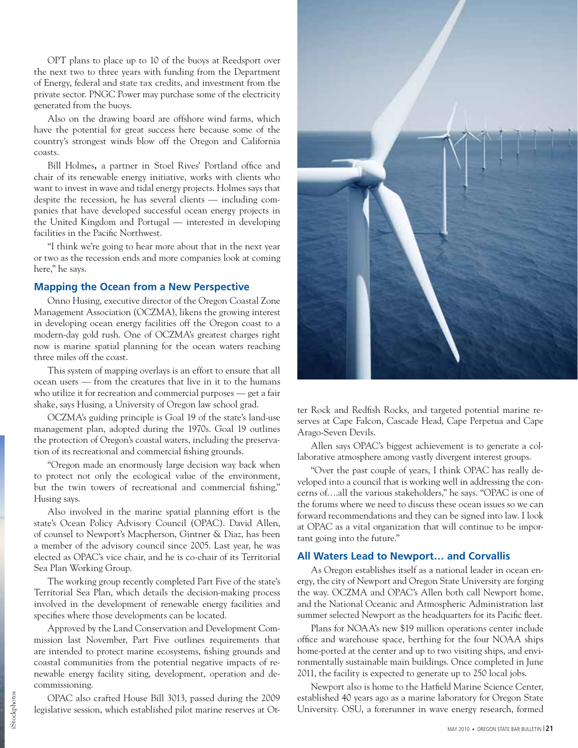OPT plans to place up to 10 of the buoys at Reedsport over the next two to three years with funding from the Department of Energy, federal and state tax credits, and investment from the private sector. PNGC Power may purchase some of the electricity generated from the buoys.

Also on the drawing board are offshore wind farms, which have the potential for great success here because some of the country's strongest winds blow off the Oregon and California coasts.

Bill Holmes**,** a partner in Stoel Rives' Portland office and chair of its renewable energy initiative, works with clients who want to invest in wave and tidal energy projects. Holmes says that despite the recession, he has several clients — including companies that have developed successful ocean energy projects in the United Kingdom and Portugal — interested in developing facilities in the Pacific Northwest.

"I think we're going to hear more about that in the next year or two as the recession ends and more companies look at coming here," he says.

## Mapping the Ocean from a New Perspective

Onno Husing, executive director of the Oregon Coastal Zone Management Association (OCZMA), likens the growing interest in developing ocean energy facilities off the Oregon coast to a modern-day gold rush. One of OCZMA's greatest charges right now is marine spatial planning for the ocean waters reaching three miles off the coast.

This system of mapping overlays is an effort to ensure that all ocean users — from the creatures that live in it to the humans who utilize it for recreation and commercial purposes — get a fair shake, says Husing, a University of Oregon law school grad.

OCZMA's guiding principle is Goal 19 of the state's land-use management plan, adopted during the 1970s. Goal 19 outlines the protection of Oregon's coastal waters, including the preservation of its recreational and commercial fishing grounds.

"Oregon made an enormously large decision way back when to protect not only the ecological value of the environment, but the twin towers of recreational and commercial fishing," Husing says.

Also involved in the marine spatial planning effort is the state's Ocean Policy Advisory Council (OPAC). David Allen, of counsel to Newport's Macpherson, Gintner & Diaz, has been a member of the advisory council since 2005. Last year, he was elected as OPAC's vice chair, and he is co-chair of its Territorial Sea Plan Working Group.

The working group recently completed Part Five of the state's Territorial Sea Plan, which details the decision-making process involved in the development of renewable energy facilities and specifies where those developments can be located.

Approved by the Land Conservation and Development Commission last November, Part Five outlines requirements that are intended to protect marine ecosystems, fishing grounds and coastal communities from the potential negative impacts of renewable energy facility siting, development, operation and decommissioning.

OPAC also crafted House Bill 3013, passed during the 2009 legislative session, which established pilot marine reserves at Otter Rock and Redfish Rocks, and targeted potential marine reserves at Cape Falcon, Cascade Head, Cape Perpetua and Cape Arago-Seven Devils.

Allen says OPAC's biggest achievement is to generate a collaborative atmosphere among vastly divergent interest groups.

"Over the past couple of years, I think OPAC has really developed into a council that is working well in addressing the concerns of….all the various stakeholders," he says. "OPAC is one of the forums where we need to discuss these ocean issues so we can forward recommendations and they can be signed into law. I look at OPAC as a vital organization that will continue to be important going into the future."

## All Waters Lead to Newport… and Corvallis

As Oregon establishes itself as a national leader in ocean energy, the city of Newport and Oregon State University are forging the way. OCZMA and OPAC's Allen both call Newport home, and the National Oceanic and Atmospheric Administration last summer selected Newport as the headquarters for its Pacific fleet.

Plans for NOAA's new $19 million operations center include office and warehouse space, berthing for the four NOAA ships home-ported at the center and up to two visiting ships, and environmentally sustainable main buildings. Once completed in June 2011, the facility is expected to generate up to 250 local jobs.

Newport also is home to the Hatfield Marine Science Center, established 40 years ago as a marine laboratory for Oregon State University. OSU, a forerunner in wave energy research, formed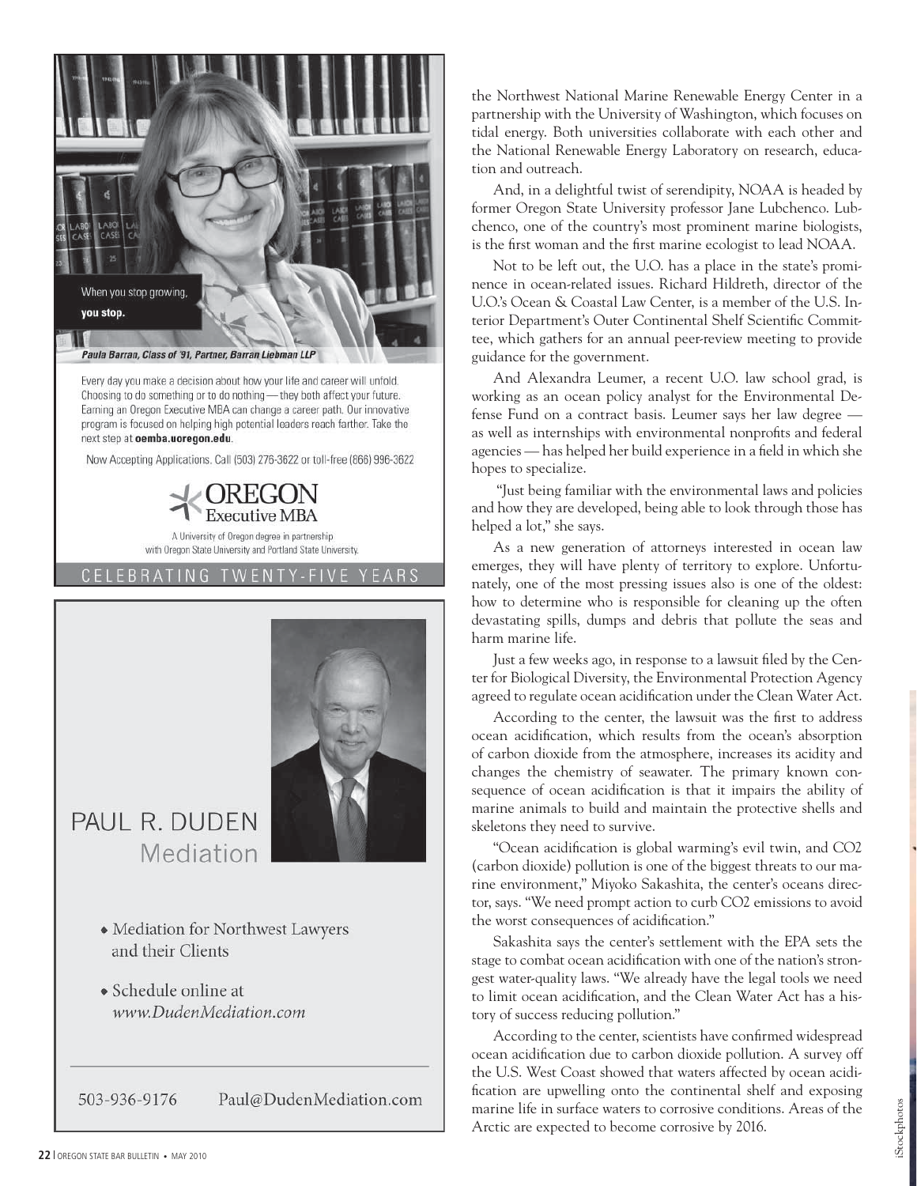When you stop growing, **you stop.**

*Paula Barran, Class of '91, Partner, Barran Liebman LLP*

Every day you make a decision about how your life and career will unfold. Choosing to do something or to do nothing — they both affect your future. Earning an Oregon Executive MBA can change a career path. Our innovative program is focused on helping high potential leaders reach farther. Take the next step at **oemba.uoregon.edu**.

Now Accepting Applications. Call (503) 276-3622 or toll-free (866) 996-3622

OREGON Executive MBA

A University of Oregon degree in partnership with Oregon State University and Portland State University.

CELEBRATING TWENTY-FIVE YEARS

PAUL R. DUDEN
Mediation

- Mediation for Northwest Lawyers and their Clients
- Schedule online at *www.DudenMediation.com*

503-936-9176 Paul@DudenMediation.com

the Northwest National Marine Renewable Energy Center in a partnership with the University of Washington, which focuses on tidal energy. Both universities collaborate with each other and the National Renewable Energy Laboratory on research, education and outreach.

And, in a delightful twist of serendipity, NOAA is headed by former Oregon State University professor Jane Lubchenco. Lubchenco, one of the country's most prominent marine biologists, is the first woman and the first marine ecologist to lead NOAA.

Not to be left out, the U.O. has a place in the state's prominence in ocean-related issues. Richard Hildreth, director of the U.O.'s Ocean & Coastal Law Center, is a member of the U.S. Interior Department's Outer Continental Shelf Scientific Committee, which gathers for an annual peer-review meeting to provide guidance for the government.

And Alexandra Leumer, a recent U.O. law school grad, is working as an ocean policy analyst for the Environmental Defense Fund on a contract basis. Leumer says her law degree — as well as internships with environmental nonprofits and federal agencies — has helped her build experience in a field in which she hopes to specialize.

"Just being familiar with the environmental laws and policies and how they are developed, being able to look through those has helped a lot," she says.

As a new generation of attorneys interested in ocean law emerges, they will have plenty of territory to explore. Unfortunately, one of the most pressing issues also is one of the oldest: how to determine who is responsible for cleaning up the often devastating spills, dumps and debris that pollute the seas and harm marine life.

Just a few weeks ago, in response to a lawsuit filed by the Center for Biological Diversity, the Environmental Protection Agency agreed to regulate ocean acidification under the Clean Water Act.

According to the center, the lawsuit was the first to address ocean acidification, which results from the ocean's absorption of carbon dioxide from the atmosphere, increases its acidity and changes the chemistry of seawater. The primary known consequence of ocean acidification is that it impairs the ability of marine animals to build and maintain the protective shells and skeletons they need to survive.

"Ocean acidification is global warming's evil twin, and $CO_2$ (carbon dioxide) pollution is one of the biggest threats to our marine environment," Miyoko Sakashita, the center's oceans director, says. "We need prompt action to curb $CO_2$ emissions to avoid the worst consequences of acidification."

Sakashita says the center's settlement with the EPA sets the stage to combat ocean acidification with one of the nation's strongest water-quality laws. "We already have the legal tools we need to limit ocean acidification, and the Clean Water Act has a history of success reducing pollution."

According to the center, scientists have confirmed widespread ocean acidification due to carbon dioxide pollution. A survey off the U.S. West Coast showed that waters affected by ocean acidification are upwelling onto the continental shelf and exposing marine life in surface waters to corrosive conditions. Areas of the Arctic are expected to become corrosive by 2016.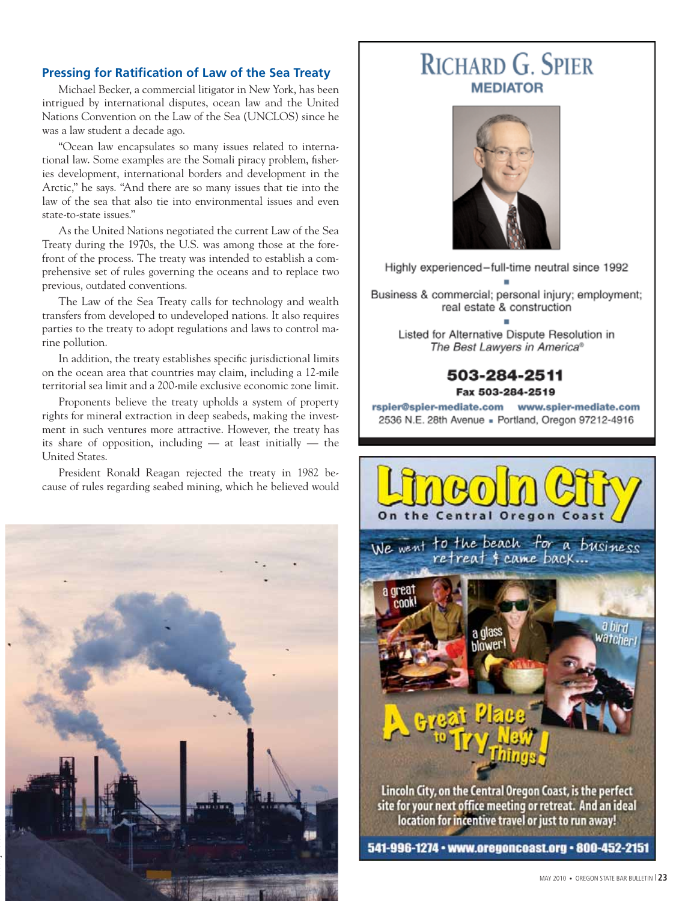## Pressing for Ratification of Law of the Sea Treaty

Michael Becker, a commercial litigator in New York, has been intrigued by international disputes, ocean law and the United Nations Convention on the Law of the Sea (UNCLOS) since he was a law student a decade ago.

"Ocean law encapsulates so many issues related to international law. Some examples are the Somali piracy problem, fisheries development, international borders and development in the Arctic," he says. "And there are so many issues that tie into the law of the sea that also tie into environmental issues and even state-to-state issues."

As the United Nations negotiated the current Law of the Sea Treaty during the 1970s, the U.S. was among those at the forefront of the process. The treaty was intended to establish a comprehensive set of rules governing the oceans and to replace two previous, outdated conventions.

The Law of the Sea Treaty calls for technology and wealth transfers from developed to undeveloped nations. It also requires parties to the treaty to adopt regulations and laws to control marine pollution.

In addition, the treaty establishes specific jurisdictional limits on the ocean area that countries may claim, including a 12-mile territorial sea limit and a 200-mile exclusive economic zone limit.

Proponents believe the treaty upholds a system of property rights for mineral extraction in deep seabeds, making the investment in such ventures more attractive. However, the treaty has its share of opposition, including — at least initially — the United States.

President Ronald Reagan rejected the treaty in 1982 because of rules regarding seabed mining, which he believed would

---

**RICHARD G. SPIER**
**MEDIATOR**

Highly experienced–full-time neutral since 1992

Business & commercial; personal injury; employment; real estate & construction

Listed for Alternative Dispute Resolution in *The Best Lawyers in America®*

**503-284-2511**
**Fax 503-284-2519**

rspier@spier-mediate.com www.spier-mediate.com
2536 N.E. 28th Avenue ▪ Portland, Oregon 97212-4916

---

**Lincoln City**
On the Central Oregon Coast

We went to the beach for a business retreat & came back... a great cook! a glass blower! a bird watcher!

A Great Place to Try New Things!

Lincoln City, on the Central Oregon Coast, is the perfect site for your next office meeting or retreat. And an ideal location for incentive travel or just to run away!

541-996-1274 • www.oregoncoast.org • 800-452-2151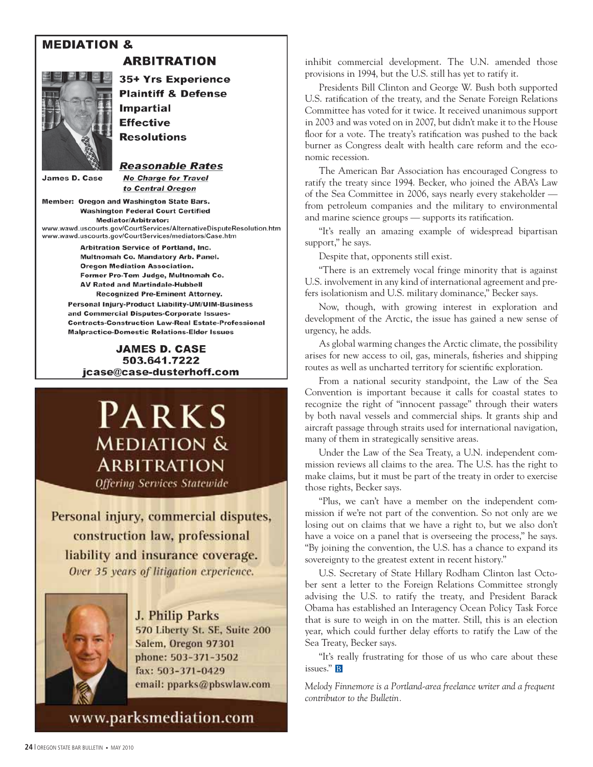## MEDIATION & ARBITRATION

**35+ Yrs Experience**
**Plaintiff & Defense**
**Impartial**
**Effective**
**Resolutions**

***Reasonable Rates***
***No Charge for Travel to Central Oregon***

**James D. Case**

**Member: Oregon and Washington State Bars.**
**Washington Federal Court Certified Mediator/Arbitrator:**
www.wawd.uscourts.gov/CourtServices/AlternativeDisputeResolution.htm
www.wawd.uscourts.gov/CourtServices/mediators/Case.htm

**Arbitration Service of Portland, Inc.**
**Multnomah Co. Mandatory Arb. Panel.**
**Oregon Mediation Association.**
**Former Pro-Tem Judge, Multnomah Co.**
**AV Rated and Martindale-Hubbell Recognized Pre-Eminent Attorney.**

**Personal Injury-Product Liability-UM/UIM-Business and Commercial Disputes-Corporate Issues-Contracts-Construction Law-Real Estate-Professional Malpractice-Domestic Relations-Elder Issues**

**JAMES D. CASE**
**503.641.7222**
**jcase@case-dusterhoff.com**

## PARKS MEDIATION & ARBITRATION

*Offering Services Statewide*

Personal injury, commercial disputes, construction law, professional liability and insurance coverage.
*Over 35 years of litigation experience.*

J. Philip Parks
570 Liberty St. SE, Suite 200
Salem, Oregon 97301
phone: 503-371-3502
fax: 503-371-0429
email: pparks@pbswlaw.com

www.parksmediation.com

inhibit commercial development. The U.N. amended those provisions in 1994, but the U.S. still has yet to ratify it.

Presidents Bill Clinton and George W. Bush both supported U.S. ratification of the treaty, and the Senate Foreign Relations Committee has voted for it twice. It received unanimous support in 2003 and was voted on in 2007, but didn't make it to the House floor for a vote. The treaty's ratification was pushed to the back burner as Congress dealt with health care reform and the economic recession.

The American Bar Association has encouraged Congress to ratify the treaty since 1994. Becker, who joined the ABA's Law of the Sea Committee in 2006, says nearly every stakeholder — from petroleum companies and the military to environmental and marine science groups — supports its ratification.

"It's really an amazing example of widespread bipartisan support," he says.

Despite that, opponents still exist.

"There is an extremely vocal fringe minority that is against U.S. involvement in any kind of international agreement and prefers isolationism and U.S. military dominance," Becker says.

Now, though, with growing interest in exploration and development of the Arctic, the issue has gained a new sense of urgency, he adds.

As global warming changes the Arctic climate, the possibility arises for new access to oil, gas, minerals, fisheries and shipping routes as well as uncharted territory for scientific exploration.

From a national security standpoint, the Law of the Sea Convention is important because it calls for coastal states to recognize the right of "innocent passage" through their waters by both naval vessels and commercial ships. It grants ship and aircraft passage through straits used for international navigation, many of them in strategically sensitive areas.

Under the Law of the Sea Treaty, a U.N. independent commission reviews all claims to the area. The U.S. has the right to make claims, but it must be part of the treaty in order to exercise those rights, Becker says.

"Plus, we can't have a member on the independent commission if we're not part of the convention. So not only are we losing out on claims that we have a right to, but we also don't have a voice on a panel that is overseeing the process," he says. "By joining the convention, the U.S. has a chance to expand its sovereignty to the greatest extent in recent history."

U.S. Secretary of State Hillary Rodham Clinton last October sent a letter to the Foreign Relations Committee strongly advising the U.S. to ratify the treaty, and President Barack Obama has established an Interagency Ocean Policy Task Force that is sure to weigh in on the matter. Still, this is an election year, which could further delay efforts to ratify the Law of the Sea Treaty, Becker says.

"It's really frustrating for those of us who care about these issues."

*Melody Finnemore is a Portland-area freelance writer and a frequent contributor to the Bulletin.*